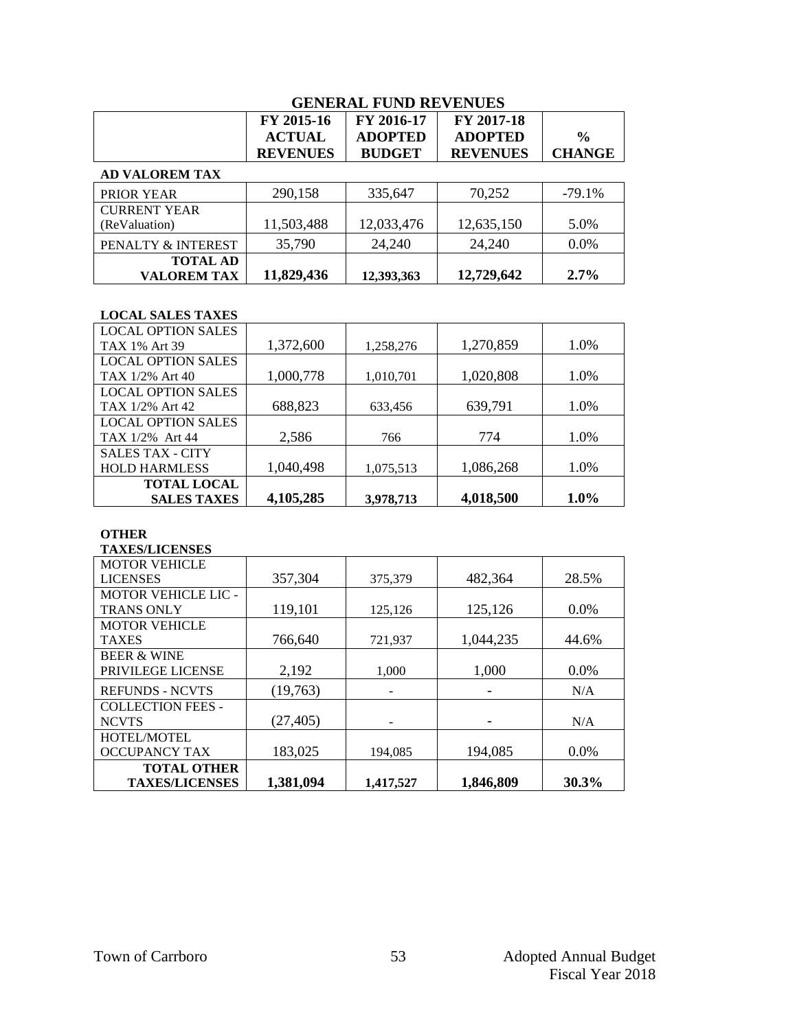# GENERAL FUND REVENUES

| | FY 2015-16 ACTUAL REVENUES | FY 2016-17 ADOPTED BUDGET | FY 2017-18 ADOPTED REVENUES | % CHANGE |
|---|---|---|---|---|
| **AD VALOREM TAX** | | | | |
| PRIOR YEAR | 290,158 | 335,647 | 70,252 | -79.1% |
| CURRENT YEAR (ReValuation) | 11,503,488 | 12,033,476 | 12,635,150 | 5.0% |
| PENALTY & INTEREST | 35,790 | 24,240 | 24,240 | 0.0% |
| **TOTAL AD VALOREM TAX** | **11,829,436** | **12,393,363** | **12,729,642** | **2.7%** |
| **LOCAL SALES TAXES** | | | | |
| LOCAL OPTION SALES TAX 1% Art 39 | 1,372,600 | 1,258,276 | 1,270,859 | 1.0% |
| LOCAL OPTION SALES TAX 1/2% Art 40 | 1,000,778 | 1,010,701 | 1,020,808 | 1.0% |
| LOCAL OPTION SALES TAX 1/2% Art 42 | 688,823 | 633,456 | 639,791 | 1.0% |
| LOCAL OPTION SALES TAX 1/2% Art 44 | 2,586 | 766 | 774 | 1.0% |
| SALES TAX - CITY HOLD HARMLESS | 1,040,498 | 1,075,513 | 1,086,268 | 1.0% |
| **TOTAL LOCAL SALES TAXES** | **4,105,285** | **3,978,713** | **4,018,500** | **1.0%** |
| **OTHER TAXES/LICENSES** | | | | |
| MOTOR VEHICLE LICENSES | 357,304 | 375,379 | 482,364 | 28.5% |
| MOTOR VEHICLE LIC - TRANS ONLY | 119,101 | 125,126 | 125,126 | 0.0% |
| MOTOR VEHICLE TAXES | 766,640 | 721,937 | 1,044,235 | 44.6% |
| BEER & WINE PRIVILEGE LICENSE | 2,192 | 1,000 | 1,000 | 0.0% |
| REFUNDS - NCVTS | (19,763) | - | - | N/A |
| COLLECTION FEES - NCVTS | (27,405) | - | - | N/A |
| HOTEL/MOTEL OCCUPANCY TAX | 183,025 | 194,085 | 194,085 | 0.0% |
| **TOTAL OTHER TAXES/LICENSES** | **1,381,094** | **1,417,527** | **1,846,809** | **30.3%** |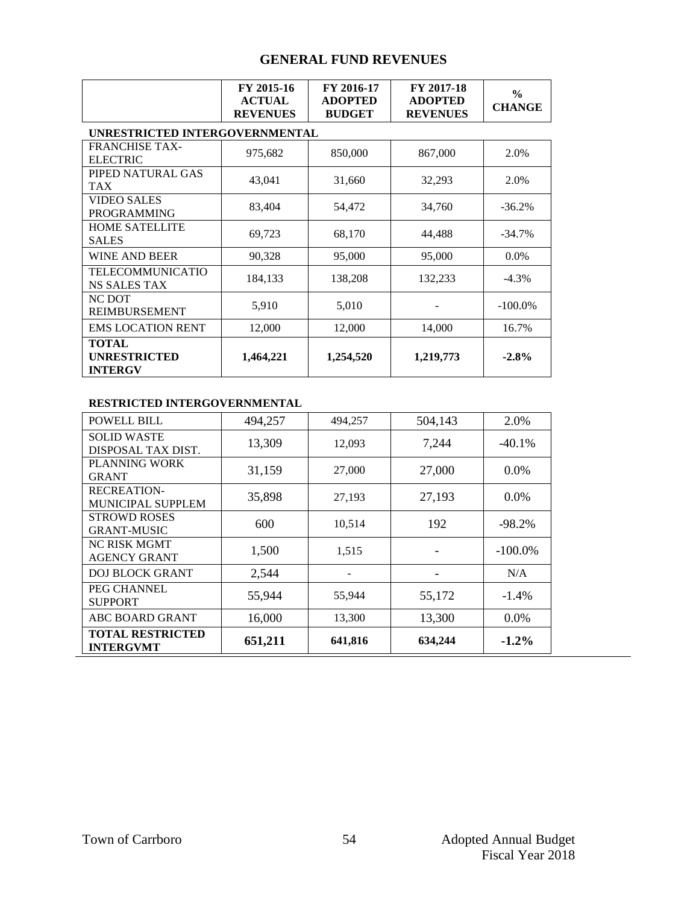# GENERAL FUND REVENUES

| | FY 2015-16 ACTUAL REVENUES | FY 2016-17 ADOPTED BUDGET | FY 2017-18 ADOPTED REVENUES | % CHANGE |
|---|---|---|---|---|
| **UNRESTRICTED INTERGOVERNMENTAL** | | | | |
| FRANCHISE TAX-ELECTRIC | 975,682 | 850,000 | 867,000 | 2.0% |
| PIPED NATURAL GAS TAX | 43,041 | 31,660 | 32,293 | 2.0% |
| VIDEO SALES PROGRAMMING | 83,404 | 54,472 | 34,760 | -36.2% |
| HOME SATELLITE SALES | 69,723 | 68,170 | 44,488 | -34.7% |
| WINE AND BEER | 90,328 | 95,000 | 95,000 | 0.0% |
| TELECOMMUNICATIONS SALES TAX | 184,133 | 138,208 | 132,233 | -4.3% |
| NC DOT REIMBURSEMENT | 5,910 | 5,010 | - | -100.0% |
| EMS LOCATION RENT | 12,000 | 12,000 | 14,000 | 16.7% |
| **TOTAL UNRESTRICTED INTERGV** | **1,464,221** | **1,254,520** | **1,219,773** | **-2.8%** |

**RESTRICTED INTERGOVERNMENTAL**

| | FY 2015-16 ACTUAL REVENUES | FY 2016-17 ADOPTED BUDGET | FY 2017-18 ADOPTED REVENUES | % CHANGE |
|---|---|---|---|---|
| POWELL BILL | 494,257 | 494,257 | 504,143 | 2.0% |
| SOLID WASTE DISPOSAL TAX DIST. | 13,309 | 12,093 | 7,244 | -40.1% |
| PLANNING WORK GRANT | 31,159 | 27,000 | 27,000 | 0.0% |
| RECREATION-MUNICIPAL SUPPLEM | 35,898 | 27,193 | 27,193 | 0.0% |
| STROWD ROSES GRANT-MUSIC | 600 | 10,514 | 192 | -98.2% |
| NC RISK MGMT AGENCY GRANT | 1,500 | 1,515 | - | -100.0% |
| DOJ BLOCK GRANT | 2,544 | - | - | N/A |
| PEG CHANNEL SUPPORT | 55,944 | 55,944 | 55,172 | -1.4% |
| ABC BOARD GRANT | 16,000 | 13,300 | 13,300 | 0.0% |
| **TOTAL RESTRICTED INTERGVMT** | **651,211** | **641,816** | **634,244** | **-1.2%** |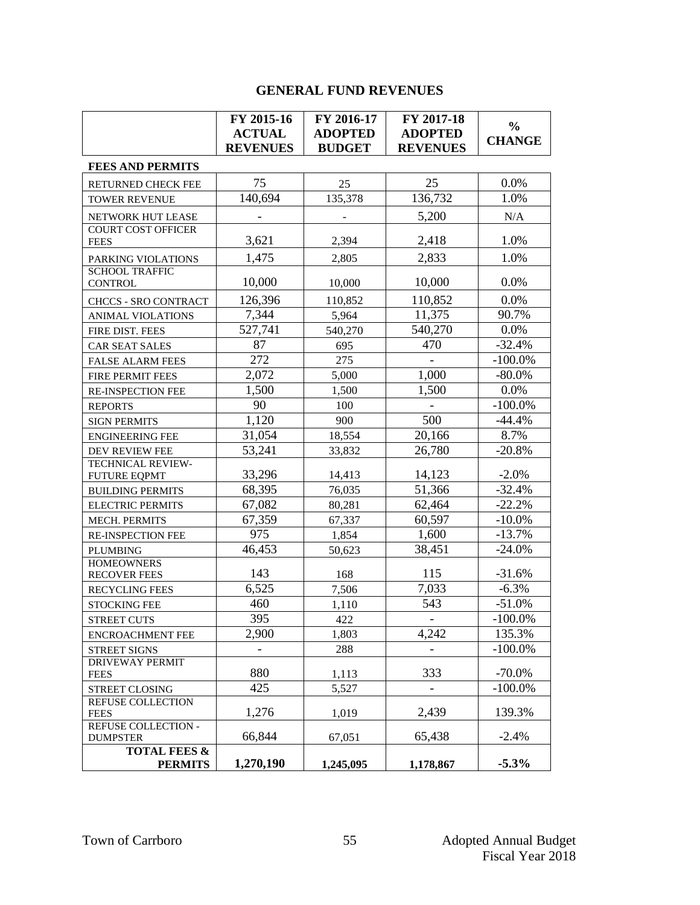# GENERAL FUND REVENUES

| | FY 2015-16 ACTUAL REVENUES | FY 2016-17 ADOPTED BUDGET | FY 2017-18 ADOPTED REVENUES | % CHANGE |
|---|---|---|---|---|
| **FEES AND PERMITS** | | | | |
| RETURNED CHECK FEE | 75 | 25 | 25 | 0.0% |
| TOWER REVENUE | 140,694 | 135,378 | 136,732 | 1.0% |
| NETWORK HUT LEASE | - | - | 5,200 | N/A |
| COURT COST OFFICER FEES | 3,621 | 2,394 | 2,418 | 1.0% |
| PARKING VIOLATIONS | 1,475 | 2,805 | 2,833 | 1.0% |
| SCHOOL TRAFFIC CONTROL | 10,000 | 10,000 | 10,000 | 0.0% |
| CHCCS - SRO CONTRACT | 126,396 | 110,852 | 110,852 | 0.0% |
| ANIMAL VIOLATIONS | 7,344 | 5,964 | 11,375 | 90.7% |
| FIRE DIST. FEES | 527,741 | 540,270 | 540,270 | 0.0% |
| CAR SEAT SALES | 87 | 695 | 470 | -32.4% |
| FALSE ALARM FEES | 272 | 275 | - | -100.0% |
| FIRE PERMIT FEES | 2,072 | 5,000 | 1,000 | -80.0% |
| RE-INSPECTION FEE | 1,500 | 1,500 | 1,500 | 0.0% |
| REPORTS | 90 | 100 | - | -100.0% |
| SIGN PERMITS | 1,120 | 900 | 500 | -44.4% |
| ENGINEERING FEE | 31,054 | 18,554 | 20,166 | 8.7% |
| DEV REVIEW FEE | 53,241 | 33,832 | 26,780 | -20.8% |
| TECHNICAL REVIEW-FUTURE EQPMT | 33,296 | 14,413 | 14,123 | -2.0% |
| BUILDING PERMITS | 68,395 | 76,035 | 51,366 | -32.4% |
| ELECTRIC PERMITS | 67,082 | 80,281 | 62,464 | -22.2% |
| MECH. PERMITS | 67,359 | 67,337 | 60,597 | -10.0% |
| RE-INSPECTION FEE | 975 | 1,854 | 1,600 | -13.7% |
| PLUMBING | 46,453 | 50,623 | 38,451 | -24.0% |
| HOMEOWNERS RECOVER FEES | 143 | 168 | 115 | -31.6% |
| RECYCLING FEES | 6,525 | 7,506 | 7,033 | -6.3% |
| STOCKING FEE | 460 | 1,110 | 543 | -51.0% |
| STREET CUTS | 395 | 422 | - | -100.0% |
| ENCROACHMENT FEE | 2,900 | 1,803 | 4,242 | 135.3% |
| STREET SIGNS | - | 288 | - | -100.0% |
| DRIVEWAY PERMIT FEES | 880 | 1,113 | 333 | -70.0% |
| STREET CLOSING | 425 | 5,527 | - | -100.0% |
| REFUSE COLLECTION FEES | 1,276 | 1,019 | 2,439 | 139.3% |
| REFUSE COLLECTION - DUMPSTER | 66,844 | 67,051 | 65,438 | -2.4% |
| **TOTAL FEES & PERMITS** | **1,270,190** | **1,245,095** | **1,178,867** | **-5.3%** |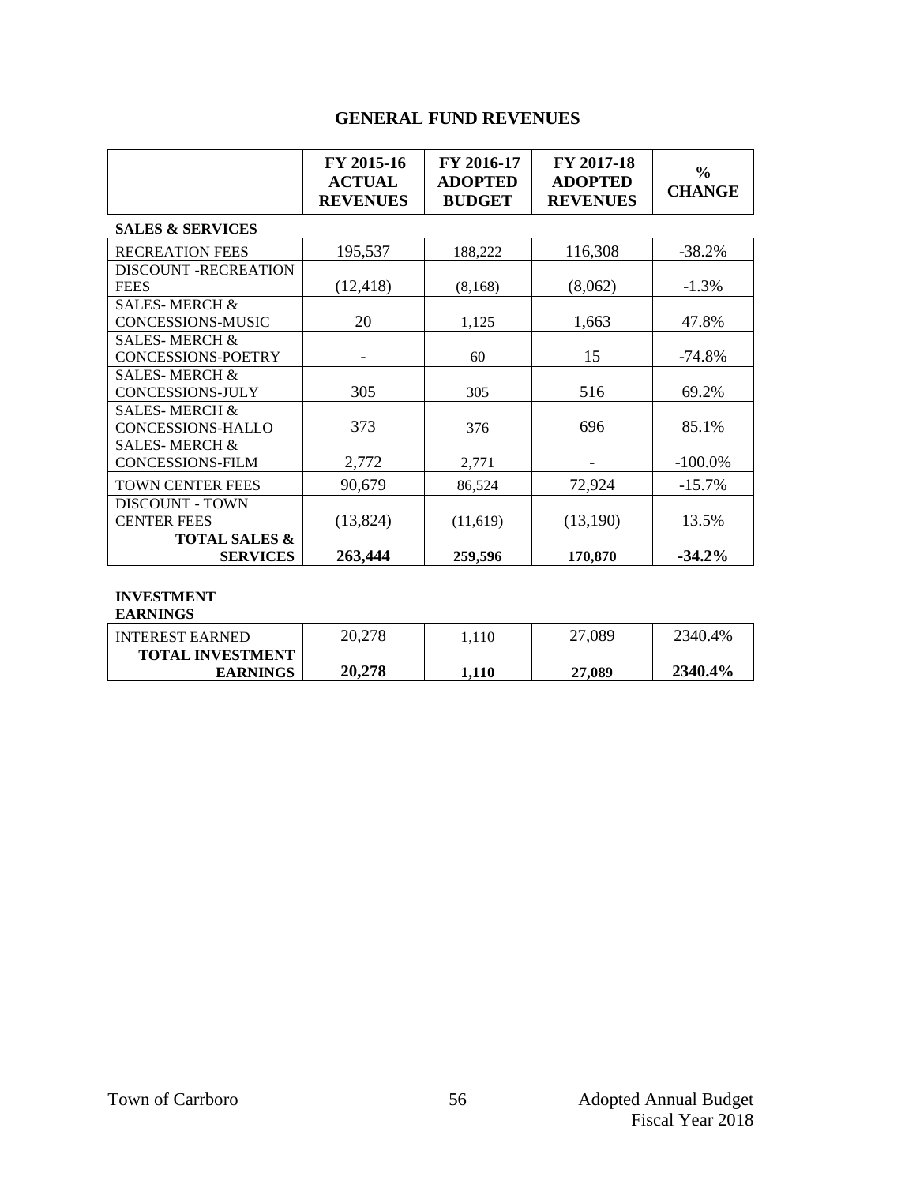## GENERAL FUND REVENUES

| | FY 2015-16 ACTUAL REVENUES | FY 2016-17 ADOPTED BUDGET | FY 2017-18 ADOPTED REVENUES | % CHANGE |
|---|---|---|---|---|
| **SALES & SERVICES** | | | | |
| RECREATION FEES | 195,537 | 188,222 | 116,308 | -38.2% |
| DISCOUNT -RECREATION FEES | (12,418) | (8,168) | (8,062) | -1.3% |
| SALES- MERCH & CONCESSIONS-MUSIC | 20 | 1,125 | 1,663 | 47.8% |
| SALES- MERCH & CONCESSIONS-POETRY | - | 60 | 15 | -74.8% |
| SALES- MERCH & CONCESSIONS-JULY | 305 | 305 | 516 | 69.2% |
| SALES- MERCH & CONCESSIONS-HALLO | 373 | 376 | 696 | 85.1% |
| SALES- MERCH & CONCESSIONS-FILM | 2,772 | 2,771 | - | -100.0% |
| TOWN CENTER FEES | 90,679 | 86,524 | 72,924 | -15.7% |
| DISCOUNT - TOWN CENTER FEES | (13,824) | (11,619) | (13,190) | 13.5% |
| **TOTAL SALES & SERVICES** | **263,444** | **259,596** | **170,870** | **-34.2%** |
| **INVESTMENT EARNINGS** | | | | |
| INTEREST EARNED | 20,278 | 1,110 | 27,089 | 2340.4% |
| **TOTAL INVESTMENT EARNINGS** | **20,278** | **1,110** | **27,089** | **2340.4%** |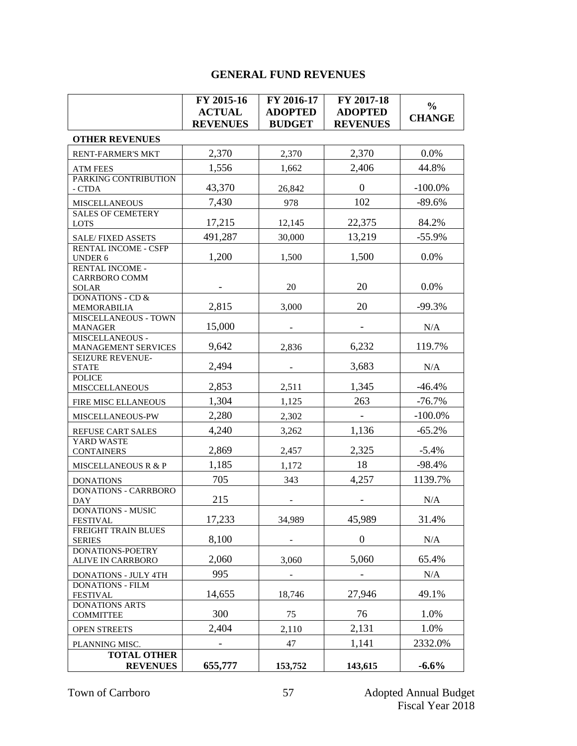## GENERAL FUND REVENUES

| | FY 2015-16 ACTUAL REVENUES | FY 2016-17 ADOPTED BUDGET | FY 2017-18 ADOPTED REVENUES | % CHANGE |
|---|---|---|---|---|
| **OTHER REVENUES** | | | | |
| RENT-FARMER'S MKT | 2,370 | 2,370 | 2,370 | 0.0% |
| ATM FEES | 1,556 | 1,662 | 2,406 | 44.8% |
| PARKING CONTRIBUTION - CTDA | 43,370 | 26,842 | 0 | -100.0% |
| MISCELLANEOUS | 7,430 | 978 | 102 | -89.6% |
| SALES OF CEMETERY LOTS | 17,215 | 12,145 | 22,375 | 84.2% |
| SALE/ FIXED ASSETS | 491,287 | 30,000 | 13,219 | -55.9% |
| RENTAL INCOME - CSFP UNDER 6 | 1,200 | 1,500 | 1,500 | 0.0% |
| RENTAL INCOME - CARRBORO COMM SOLAR | - | 20 | 20 | 0.0% |
| DONATIONS - CD & MEMORABILIA | 2,815 | 3,000 | 20 | -99.3% |
| MISCELLANEOUS - TOWN MANAGER | 15,000 | - | - | N/A |
| MISCELLANEOUS - MANAGEMENT SERVICES | 9,642 | 2,836 | 6,232 | 119.7% |
| SEIZURE REVENUE-STATE | 2,494 | - | 3,683 | N/A |
| POLICE MISCCELLANEOUS | 2,853 | 2,511 | 1,345 | -46.4% |
| FIRE MISC ELLANEOUS | 1,304 | 1,125 | 263 | -76.7% |
| MISCELLANEOUS-PW | 2,280 | 2,302 | - | -100.0% |
| REFUSE CART SALES | 4,240 | 3,262 | 1,136 | -65.2% |
| YARD WASTE CONTAINERS | 2,869 | 2,457 | 2,325 | -5.4% |
| MISCELLANEOUS R & P | 1,185 | 1,172 | 18 | -98.4% |
| DONATIONS | 705 | 343 | 4,257 | 1139.7% |
| DONATIONS - CARRBORO DAY | 215 | - | - | N/A |
| DONATIONS - MUSIC FESTIVAL | 17,233 | 34,989 | 45,989 | 31.4% |
| FREIGHT TRAIN BLUES SERIES | 8,100 | - | 0 | N/A |
| DONATIONS-POETRY ALIVE IN CARRBORO | 2,060 | 3,060 | 5,060 | 65.4% |
| DONATIONS - JULY 4TH | 995 | - | - | N/A |
| DONATIONS - FILM FESTIVAL | 14,655 | 18,746 | 27,946 | 49.1% |
| DONATIONS ARTS COMMITTEE | 300 | 75 | 76 | 1.0% |
| OPEN STREETS | 2,404 | 2,110 | 2,131 | 1.0% |
| PLANNING MISC. | - | 47 | 1,141 | 2332.0% |
| **TOTAL OTHER REVENUES** | **655,777** | **153,752** | **143,615** | **-6.6%** |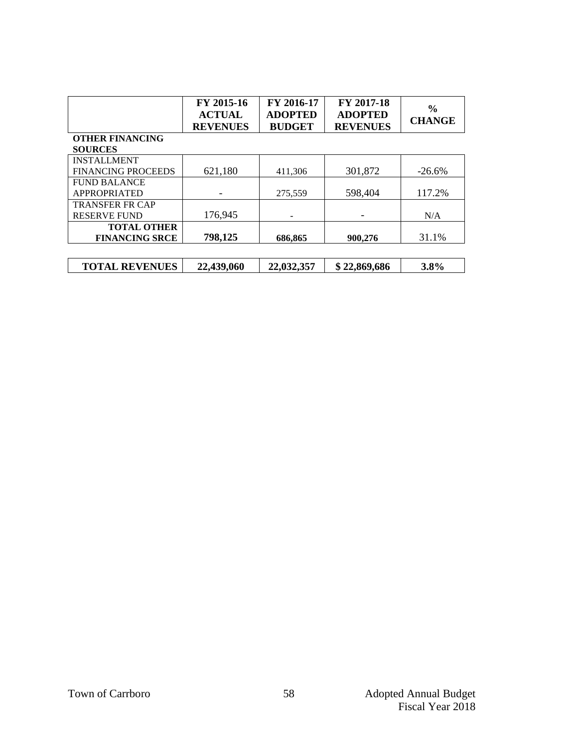| | FY 2015-16 ACTUAL REVENUES | FY 2016-17 ADOPTED BUDGET | FY 2017-18 ADOPTED REVENUES | % CHANGE |
|---|---|---|---|---|
| **OTHER FINANCING SOURCES** | | | | |
| INSTALLMENT FINANCING PROCEEDS | 621,180 | 411,306 | 301,872 | -26.6% |
| FUND BALANCE APPROPRIATED | - | 275,559 | 598,404 | 117.2% |
| TRANSFER FR CAP RESERVE FUND | 176,945 | - | - | N/A |
| **TOTAL OTHER FINANCING SRCE** | **798,125** | **686,865** | **900,276** | 31.1% |
| | | | | |
| **TOTAL REVENUES** | **22,439,060** | **22,032,357** | **$ 22,869,686** | **3.8%** |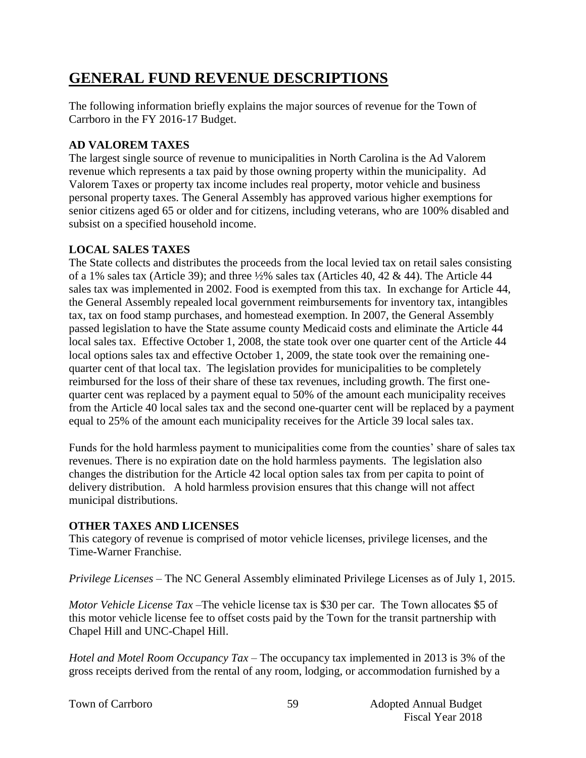# GENERAL FUND REVENUE DESCRIPTIONS

The following information briefly explains the major sources of revenue for the Town of Carrboro in the FY 2016-17 Budget.

**AD VALOREM TAXES**

The largest single source of revenue to municipalities in North Carolina is the Ad Valorem revenue which represents a tax paid by those owning property within the municipality. Ad Valorem Taxes or property tax income includes real property, motor vehicle and business personal property taxes. The General Assembly has approved various higher exemptions for senior citizens aged 65 or older and for citizens, including veterans, who are 100% disabled and subsist on a specified household income.

**LOCAL SALES TAXES**

The State collects and distributes the proceeds from the local levied tax on retail sales consisting of a 1% sales tax (Article 39); and three ½% sales tax (Articles 40, 42 & 44). The Article 44 sales tax was implemented in 2002. Food is exempted from this tax. In exchange for Article 44, the General Assembly repealed local government reimbursements for inventory tax, intangibles tax, tax on food stamp purchases, and homestead exemption. In 2007, the General Assembly passed legislation to have the State assume county Medicaid costs and eliminate the Article 44 local sales tax. Effective October 1, 2008, the state took over one quarter cent of the Article 44 local options sales tax and effective October 1, 2009, the state took over the remaining one-quarter cent of that local tax. The legislation provides for municipalities to be completely reimbursed for the loss of their share of these tax revenues, including growth. The first one-quarter cent was replaced by a payment equal to 50% of the amount each municipality receives from the Article 40 local sales tax and the second one-quarter cent will be replaced by a payment equal to 25% of the amount each municipality receives for the Article 39 local sales tax.

Funds for the hold harmless payment to municipalities come from the counties' share of sales tax revenues. There is no expiration date on the hold harmless payments. The legislation also changes the distribution for the Article 42 local option sales tax from per capita to point of delivery distribution. A hold harmless provision ensures that this change will not affect municipal distributions.

**OTHER TAXES AND LICENSES**

This category of revenue is comprised of motor vehicle licenses, privilege licenses, and the Time-Warner Franchise.

*Privilege Licenses* – The NC General Assembly eliminated Privilege Licenses as of July 1, 2015.

*Motor Vehicle License Tax* –The vehicle license tax is $30 per car. The Town allocates $5 of this motor vehicle license fee to offset costs paid by the Town for the transit partnership with Chapel Hill and UNC-Chapel Hill.

*Hotel and Motel Room Occupancy Tax* – The occupancy tax implemented in 2013 is 3% of the gross receipts derived from the rental of any room, lodging, or accommodation furnished by a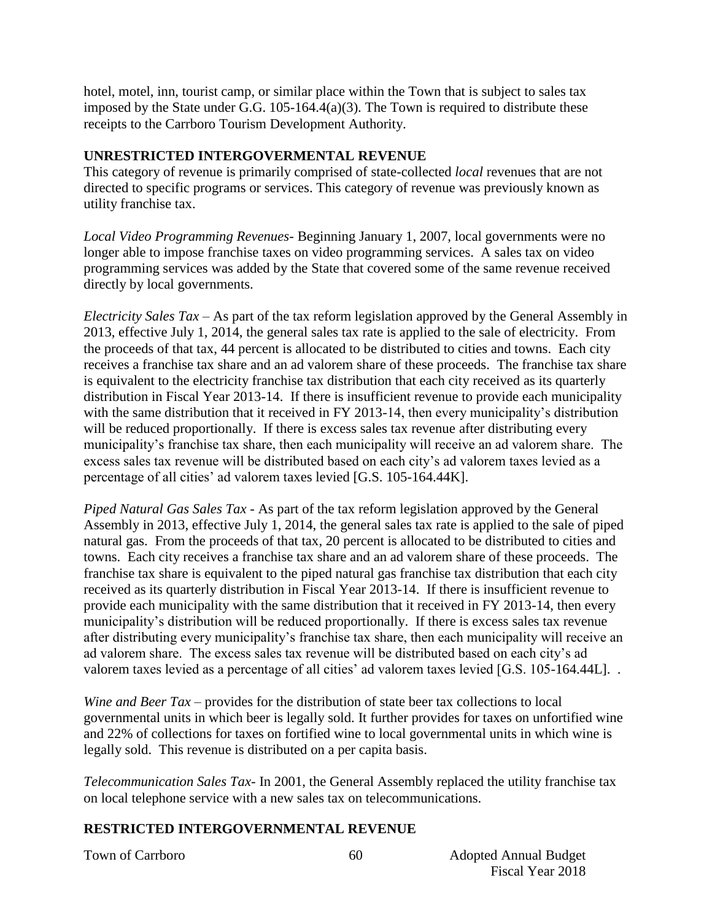hotel, motel, inn, tourist camp, or similar place within the Town that is subject to sales tax imposed by the State under G.G. 105-164.4(a)(3). The Town is required to distribute these receipts to the Carrboro Tourism Development Authority.

## UNRESTRICTED INTERGOVERMENTAL REVENUE

This category of revenue is primarily comprised of state-collected *local* revenues that are not directed to specific programs or services. This category of revenue was previously known as utility franchise tax.

*Local Video Programming Revenues*- Beginning January 1, 2007, local governments were no longer able to impose franchise taxes on video programming services. A sales tax on video programming services was added by the State that covered some of the same revenue received directly by local governments.

*Electricity Sales Tax* – As part of the tax reform legislation approved by the General Assembly in 2013, effective July 1, 2014, the general sales tax rate is applied to the sale of electricity. From the proceeds of that tax, 44 percent is allocated to be distributed to cities and towns. Each city receives a franchise tax share and an ad valorem share of these proceeds. The franchise tax share is equivalent to the electricity franchise tax distribution that each city received as its quarterly distribution in Fiscal Year 2013-14. If there is insufficient revenue to provide each municipality with the same distribution that it received in FY 2013-14, then every municipality's distribution will be reduced proportionally. If there is excess sales tax revenue after distributing every municipality's franchise tax share, then each municipality will receive an ad valorem share. The excess sales tax revenue will be distributed based on each city's ad valorem taxes levied as a percentage of all cities' ad valorem taxes levied [G.S. 105-164.44K].

*Piped Natural Gas Sales Tax* - As part of the tax reform legislation approved by the General Assembly in 2013, effective July 1, 2014, the general sales tax rate is applied to the sale of piped natural gas. From the proceeds of that tax, 20 percent is allocated to be distributed to cities and towns. Each city receives a franchise tax share and an ad valorem share of these proceeds. The franchise tax share is equivalent to the piped natural gas franchise tax distribution that each city received as its quarterly distribution in Fiscal Year 2013-14. If there is insufficient revenue to provide each municipality with the same distribution that it received in FY 2013-14, then every municipality's distribution will be reduced proportionally. If there is excess sales tax revenue after distributing every municipality's franchise tax share, then each municipality will receive an ad valorem share. The excess sales tax revenue will be distributed based on each city's ad valorem taxes levied as a percentage of all cities' ad valorem taxes levied [G.S. 105-164.44L]. .

*Wine and Beer Tax* – provides for the distribution of state beer tax collections to local governmental units in which beer is legally sold. It further provides for taxes on unfortified wine and 22% of collections for taxes on fortified wine to local governmental units in which wine is legally sold. This revenue is distributed on a per capita basis.

*Telecommunication Sales Tax*- In 2001, the General Assembly replaced the utility franchise tax on local telephone service with a new sales tax on telecommunications.

## RESTRICTED INTERGOVERNMENTAL REVENUE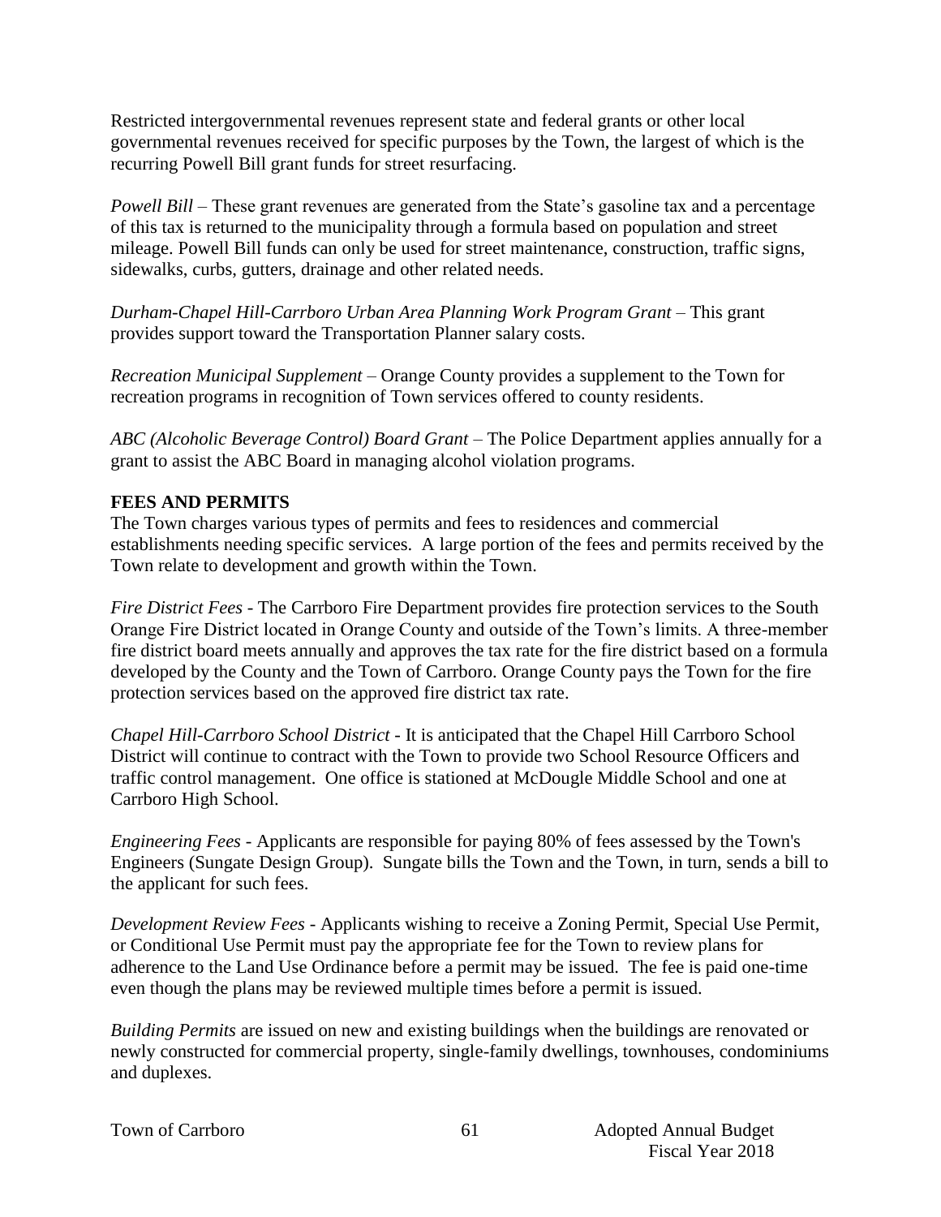Restricted intergovernmental revenues represent state and federal grants or other local governmental revenues received for specific purposes by the Town, the largest of which is the recurring Powell Bill grant funds for street resurfacing.

*Powell Bill* – These grant revenues are generated from the State's gasoline tax and a percentage of this tax is returned to the municipality through a formula based on population and street mileage. Powell Bill funds can only be used for street maintenance, construction, traffic signs, sidewalks, curbs, gutters, drainage and other related needs.

*Durham-Chapel Hill-Carrboro Urban Area Planning Work Program Grant* – This grant provides support toward the Transportation Planner salary costs.

*Recreation Municipal Supplement* – Orange County provides a supplement to the Town for recreation programs in recognition of Town services offered to county residents.

*ABC (Alcoholic Beverage Control) Board Grant* – The Police Department applies annually for a grant to assist the ABC Board in managing alcohol violation programs.

**FEES AND PERMITS**

The Town charges various types of permits and fees to residences and commercial establishments needing specific services. A large portion of the fees and permits received by the Town relate to development and growth within the Town.

*Fire District Fees* - The Carrboro Fire Department provides fire protection services to the South Orange Fire District located in Orange County and outside of the Town's limits. A three-member fire district board meets annually and approves the tax rate for the fire district based on a formula developed by the County and the Town of Carrboro. Orange County pays the Town for the fire protection services based on the approved fire district tax rate.

*Chapel Hill-Carrboro School District* - It is anticipated that the Chapel Hill Carrboro School District will continue to contract with the Town to provide two School Resource Officers and traffic control management. One office is stationed at McDougle Middle School and one at Carrboro High School.

*Engineering Fees* - Applicants are responsible for paying 80% of fees assessed by the Town's Engineers (Sungate Design Group). Sungate bills the Town and the Town, in turn, sends a bill to the applicant for such fees.

*Development Review Fees* - Applicants wishing to receive a Zoning Permit, Special Use Permit, or Conditional Use Permit must pay the appropriate fee for the Town to review plans for adherence to the Land Use Ordinance before a permit may be issued. The fee is paid one-time even though the plans may be reviewed multiple times before a permit is issued.

*Building Permits* are issued on new and existing buildings when the buildings are renovated or newly constructed for commercial property, single-family dwellings, townhouses, condominiums and duplexes.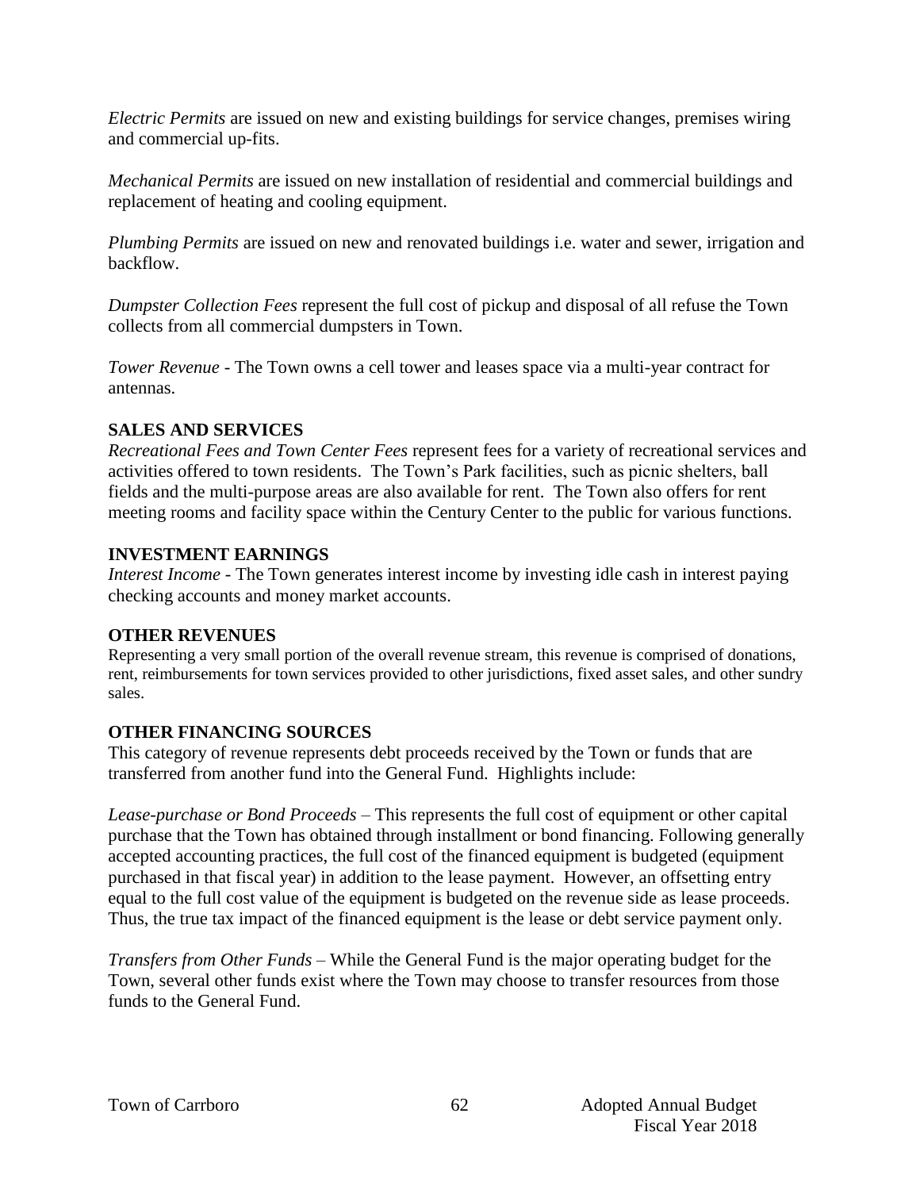*Electric Permits* are issued on new and existing buildings for service changes, premises wiring and commercial up-fits.

*Mechanical Permits* are issued on new installation of residential and commercial buildings and replacement of heating and cooling equipment.

*Plumbing Permits* are issued on new and renovated buildings i.e. water and sewer, irrigation and backflow.

*Dumpster Collection Fees* represent the full cost of pickup and disposal of all refuse the Town collects from all commercial dumpsters in Town.

*Tower Revenue* - The Town owns a cell tower and leases space via a multi-year contract for antennas.

**SALES AND SERVICES**

*Recreational Fees and Town Center Fees* represent fees for a variety of recreational services and activities offered to town residents. The Town's Park facilities, such as picnic shelters, ball fields and the multi-purpose areas are also available for rent. The Town also offers for rent meeting rooms and facility space within the Century Center to the public for various functions.

**INVESTMENT EARNINGS**

*Interest Income* - The Town generates interest income by investing idle cash in interest paying checking accounts and money market accounts.

**OTHER REVENUES**

Representing a very small portion of the overall revenue stream, this revenue is comprised of donations, rent, reimbursements for town services provided to other jurisdictions, fixed asset sales, and other sundry sales.

**OTHER FINANCING SOURCES**

This category of revenue represents debt proceeds received by the Town or funds that are transferred from another fund into the General Fund. Highlights include:

*Lease-purchase or Bond Proceeds* – This represents the full cost of equipment or other capital purchase that the Town has obtained through installment or bond financing. Following generally accepted accounting practices, the full cost of the financed equipment is budgeted (equipment purchased in that fiscal year) in addition to the lease payment. However, an offsetting entry equal to the full cost value of the equipment is budgeted on the revenue side as lease proceeds. Thus, the true tax impact of the financed equipment is the lease or debt service payment only.

*Transfers from Other Funds* – While the General Fund is the major operating budget for the Town, several other funds exist where the Town may choose to transfer resources from those funds to the General Fund.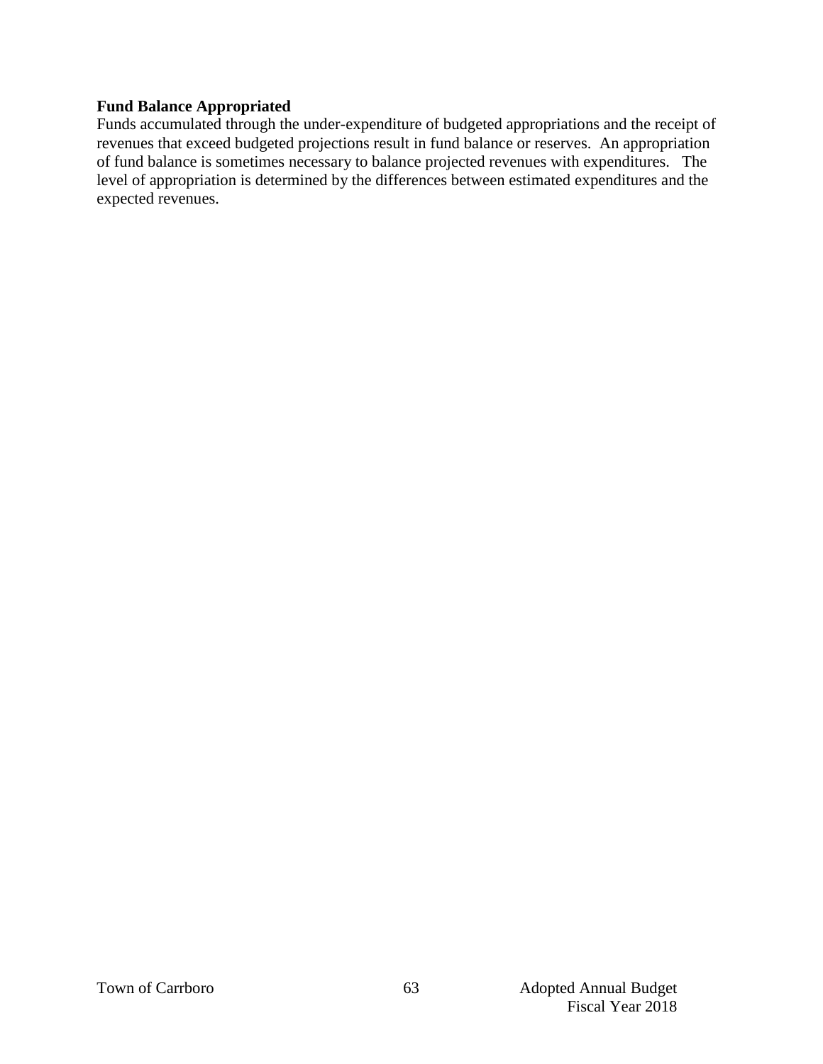**Fund Balance Appropriated**

Funds accumulated through the under-expenditure of budgeted appropriations and the receipt of revenues that exceed budgeted projections result in fund balance or reserves. An appropriation of fund balance is sometimes necessary to balance projected revenues with expenditures. The level of appropriation is determined by the differences between estimated expenditures and the expected revenues.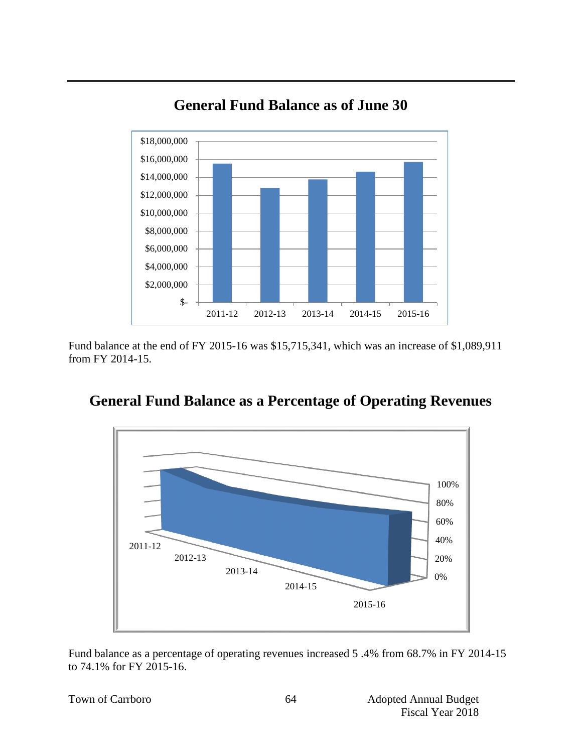## General Fund Balance as of June 30

Fund balance at the end of FY 2015-16 was $15,715,341, which was an increase of $1,089,911 from FY 2014-15.

## General Fund Balance as a Percentage of Operating Revenues

Fund balance as a percentage of operating revenues increased 5 .4% from 68.7% in FY 2014-15 to 74.1% for FY 2015-16.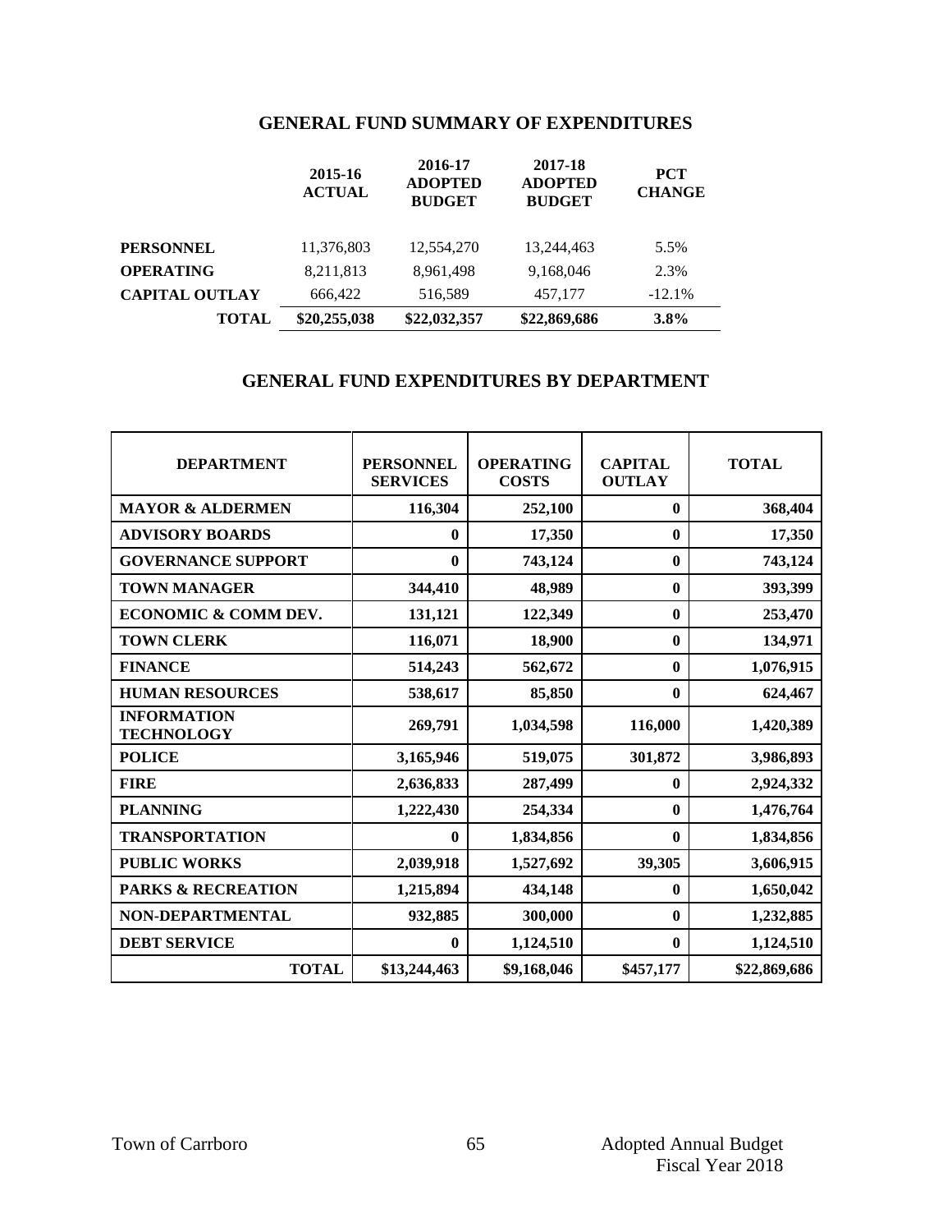## GENERAL FUND SUMMARY OF EXPENDITURES

| | 2015-16 ACTUAL | 2016-17 ADOPTED BUDGET | 2017-18 ADOPTED BUDGET | PCT CHANGE |
|---|---|---|---|---|
| **PERSONNEL** | 11,376,803 | 12,554,270 | 13,244,463 | 5.5% |
| **OPERATING** | 8,211,813 | 8,961,498 | 9,168,046 | 2.3% |
| **CAPITAL OUTLAY** | 666,422 | 516,589 | 457,177 | -12.1% |
| **TOTAL** | **$20,255,038** | **$22,032,357** | **$22,869,686** | **3.8%** |

## GENERAL FUND EXPENDITURES BY DEPARTMENT

| DEPARTMENT | PERSONNEL SERVICES | OPERATING COSTS | CAPITAL OUTLAY | TOTAL |
|---|---|---|---|---|
| **MAYOR & ALDERMEN** | **116,304** | **252,100** | **0** | **368,404** |
| **ADVISORY BOARDS** | **0** | **17,350** | **0** | **17,350** |
| **GOVERNANCE SUPPORT** | **0** | **743,124** | **0** | **743,124** |
| **TOWN MANAGER** | **344,410** | **48,989** | **0** | **393,399** |
| **ECONOMIC & COMM DEV.** | **131,121** | **122,349** | **0** | **253,470** |
| **TOWN CLERK** | **116,071** | **18,900** | **0** | **134,971** |
| **FINANCE** | **514,243** | **562,672** | **0** | **1,076,915** |
| **HUMAN RESOURCES** | **538,617** | **85,850** | **0** | **624,467** |
| **INFORMATION TECHNOLOGY** | **269,791** | **1,034,598** | **116,000** | **1,420,389** |
| **POLICE** | **3,165,946** | **519,075** | **301,872** | **3,986,893** |
| **FIRE** | **2,636,833** | **287,499** | **0** | **2,924,332** |
| **PLANNING** | **1,222,430** | **254,334** | **0** | **1,476,764** |
| **TRANSPORTATION** | **0** | **1,834,856** | **0** | **1,834,856** |
| **PUBLIC WORKS** | **2,039,918** | **1,527,692** | **39,305** | **3,606,915** |
| **PARKS & RECREATION** | **1,215,894** | **434,148** | **0** | **1,650,042** |
| **NON-DEPARTMENTAL** | **932,885** | **300,000** | **0** | **1,232,885** |
| **DEBT SERVICE** | **0** | **1,124,510** | **0** | **1,124,510** |
| **TOTAL** | **$13,244,463** | **$9,168,046** | **$457,177** | **$22,869,686** |